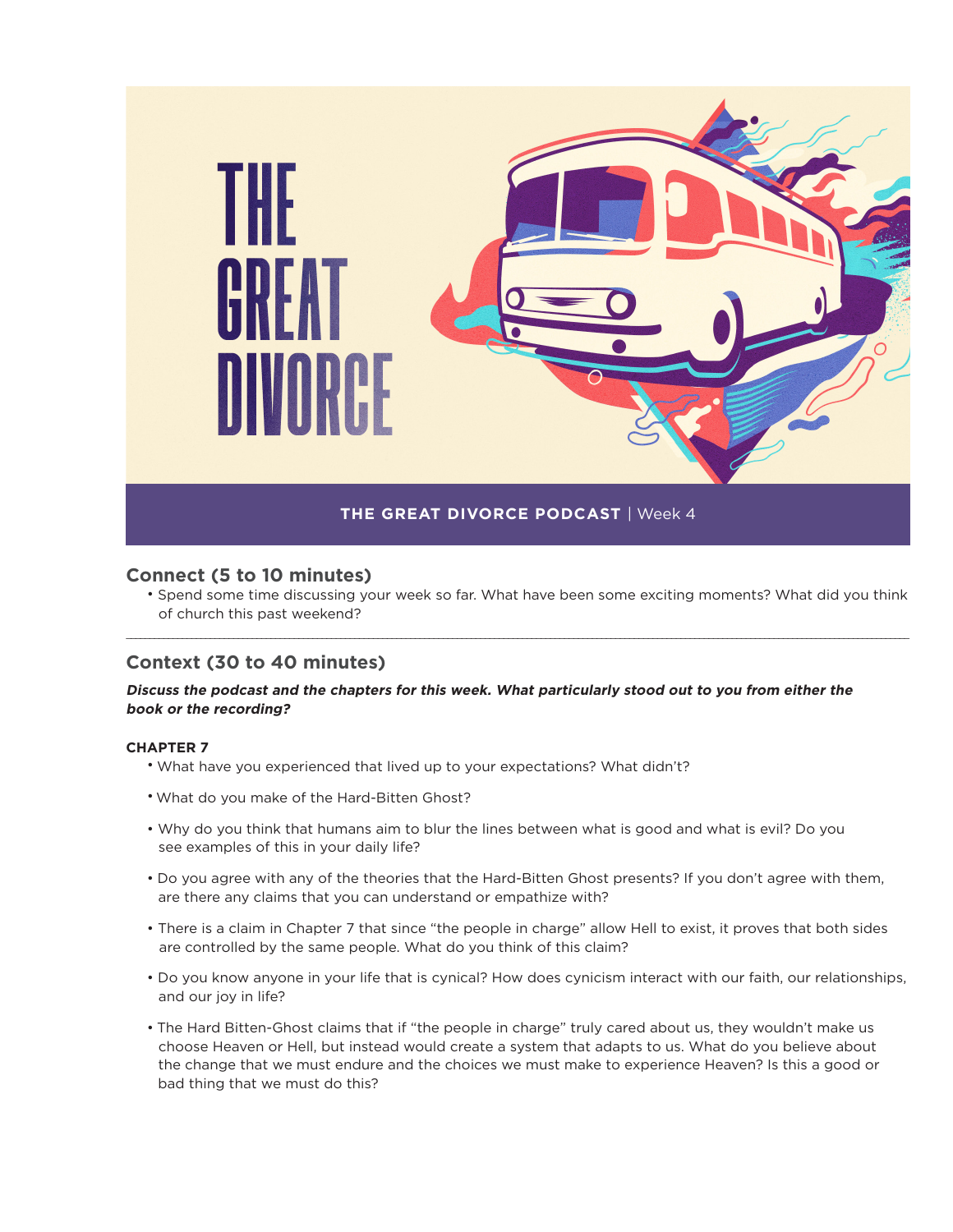# THE GREAT DIVORCE

**THE GREAT DIVORCE PODCAST** | Week 4

## Connect (5 to 10 minutes)

- Spend some time discussing your week so far. What have been some exciting moments? What did you think of church this past weekend?

---

## Context (30 to 40 minutes)

***Discuss the podcast and the chapters for this week. What particularly stood out to you from either the book or the recording?***

### CHAPTER 7

- What have you experienced that lived up to your expectations? What didn't?
- What do you make of the Hard-Bitten Ghost?
- Why do you think that humans aim to blur the lines between what is good and what is evil? Do you see examples of this in your daily life?
- Do you agree with any of the theories that the Hard-Bitten Ghost presents? If you don't agree with them, are there any claims that you can understand or empathize with?
- There is a claim in Chapter 7 that since "the people in charge" allow Hell to exist, it proves that both sides are controlled by the same people. What do you think of this claim?
- Do you know anyone in your life that is cynical? How does cynicism interact with our faith, our relationships, and our joy in life?
- The Hard Bitten-Ghost claims that if "the people in charge" truly cared about us, they wouldn't make us choose Heaven or Hell, but instead would create a system that adapts to us. What do you believe about the change that we must endure and the choices we must make to experience Heaven? Is this a good or bad thing that we must do this?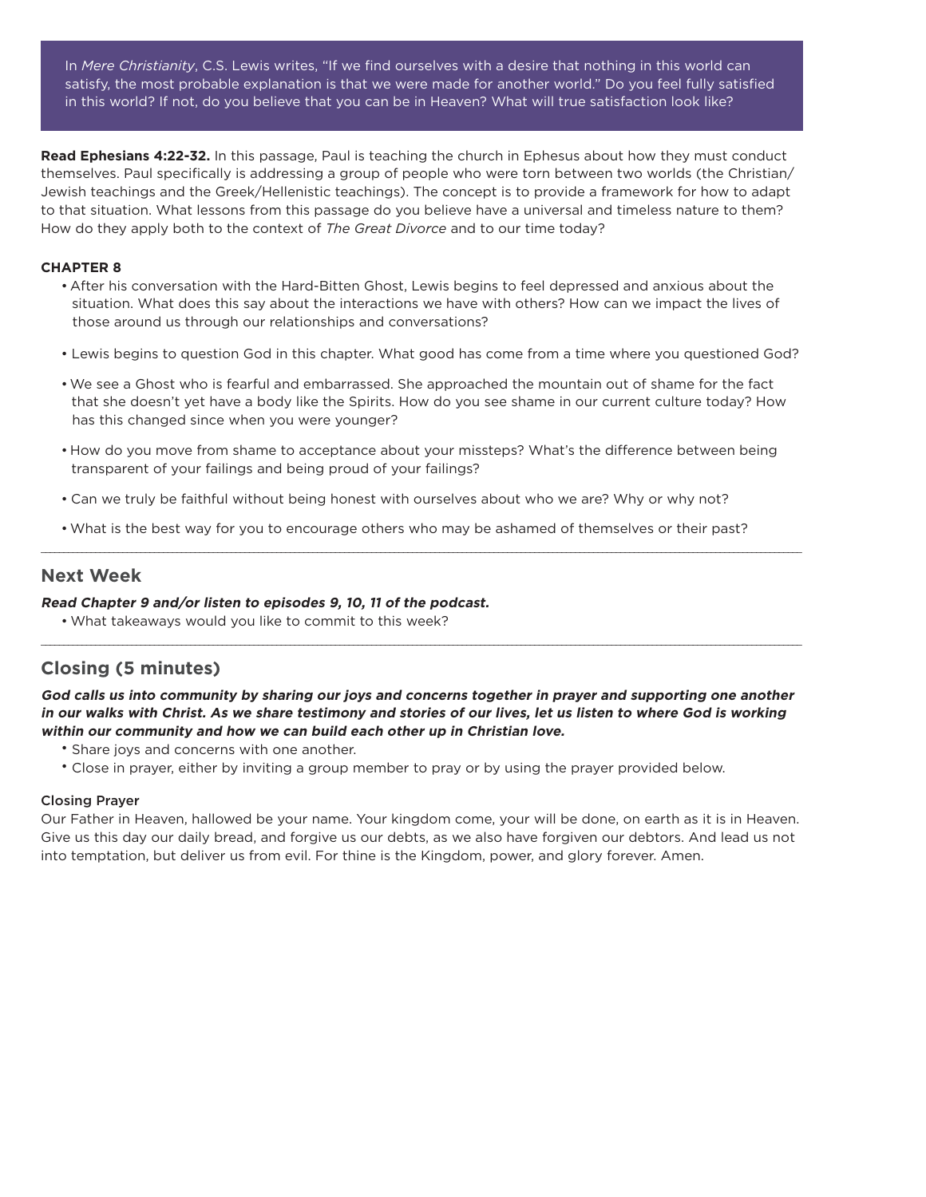In *Mere Christianity*, C.S. Lewis writes, "If we find ourselves with a desire that nothing in this world can satisfy, the most probable explanation is that we were made for another world." Do you feel fully satisfied in this world? If not, do you believe that you can be in Heaven? What will true satisfaction look like?

**Read Ephesians 4:22-32.** In this passage, Paul is teaching the church in Ephesus about how they must conduct themselves. Paul specifically is addressing a group of people who were torn between two worlds (the Christian/Jewish teachings and the Greek/Hellenistic teachings). The concept is to provide a framework for how to adapt to that situation. What lessons from this passage do you believe have a universal and timeless nature to them? How do they apply both to the context of *The Great Divorce* and to our time today?

**CHAPTER 8**

- After his conversation with the Hard-Bitten Ghost, Lewis begins to feel depressed and anxious about the situation. What does this say about the interactions we have with others? How can we impact the lives of those around us through our relationships and conversations?
- Lewis begins to question God in this chapter. What good has come from a time where you questioned God?
- We see a Ghost who is fearful and embarrassed. She approached the mountain out of shame for the fact that she doesn't yet have a body like the Spirits. How do you see shame in our current culture today? How has this changed since when you were younger?
- How do you move from shame to acceptance about your missteps? What's the difference between being transparent of your failings and being proud of your failings?
- Can we truly be faithful without being honest with ourselves about who we are? Why or why not?
- What is the best way for you to encourage others who may be ashamed of themselves or their past?

---

## Next Week

***Read Chapter 9 and/or listen to episodes 9, 10, 11 of the podcast.***

- What takeaways would you like to commit to this week?

---

## Closing (5 minutes)

***God calls us into community by sharing our joys and concerns together in prayer and supporting one another in our walks with Christ. As we share testimony and stories of our lives, let us listen to where God is working within our community and how we can build each other up in Christian love.***

- Share joys and concerns with one another.
- Close in prayer, either by inviting a group member to pray or by using the prayer provided below.

**Closing Prayer**

Our Father in Heaven, hallowed be your name. Your kingdom come, your will be done, on earth as it is in Heaven. Give us this day our daily bread, and forgive us our debts, as we also have forgiven our debtors. And lead us not into temptation, but deliver us from evil. For thine is the Kingdom, power, and glory forever. Amen.